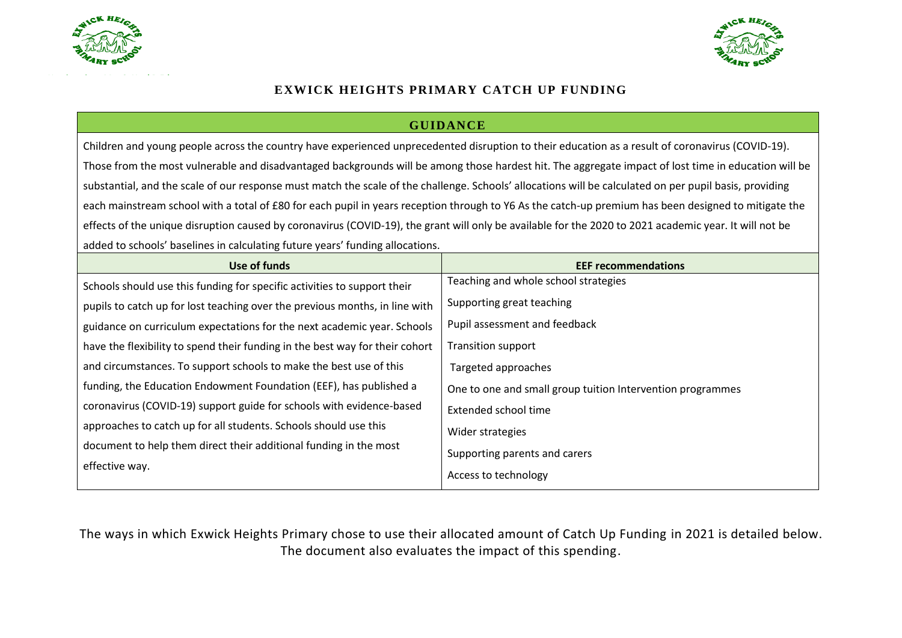# EXWICK HEIGHTS PRIMARY CATCH UP FUNDING

## GUIDANCE

Children and young people across the country have experienced unprecedented disruption to their education as a result of coronavirus (COVID-19). Those from the most vulnerable and disadvantaged backgrounds will be among those hardest hit. The aggregate impact of lost time in education will be substantial, and the scale of our response must match the scale of the challenge. Schools' allocations will be calculated on per pupil basis, providing each mainstream school with a total of £80 for each pupil in years reception through to Y6 As the catch-up premium has been designed to mitigate the effects of the unique disruption caused by coronavirus (COVID-19), the grant will only be available for the 2020 to 2021 academic year. It will not be added to schools' baselines in calculating future years' funding allocations.

| Use of funds | EEF recommendations |
|---|---|
| Schools should use this funding for specific activities to support their pupils to catch up for lost teaching over the previous months, in line with guidance on curriculum expectations for the next academic year. Schools have the flexibility to spend their funding in the best way for their cohort and circumstances. To support schools to make the best use of this funding, the Education Endowment Foundation (EEF), has published a coronavirus (COVID-19) support guide for schools with evidence-based approaches to catch up for all students. Schools should use this document to help them direct their additional funding in the most effective way. | Teaching and whole school strategies<br>Supporting great teaching<br>Pupil assessment and feedback<br>Transition support<br>Targeted approaches<br>One to one and small group tuition Intervention programmes<br>Extended school time<br>Wider strategies<br>Supporting parents and carers<br>Access to technology |

The ways in which Exwick Heights Primary chose to use their allocated amount of Catch Up Funding in 2021 is detailed below. The document also evaluates the impact of this spending.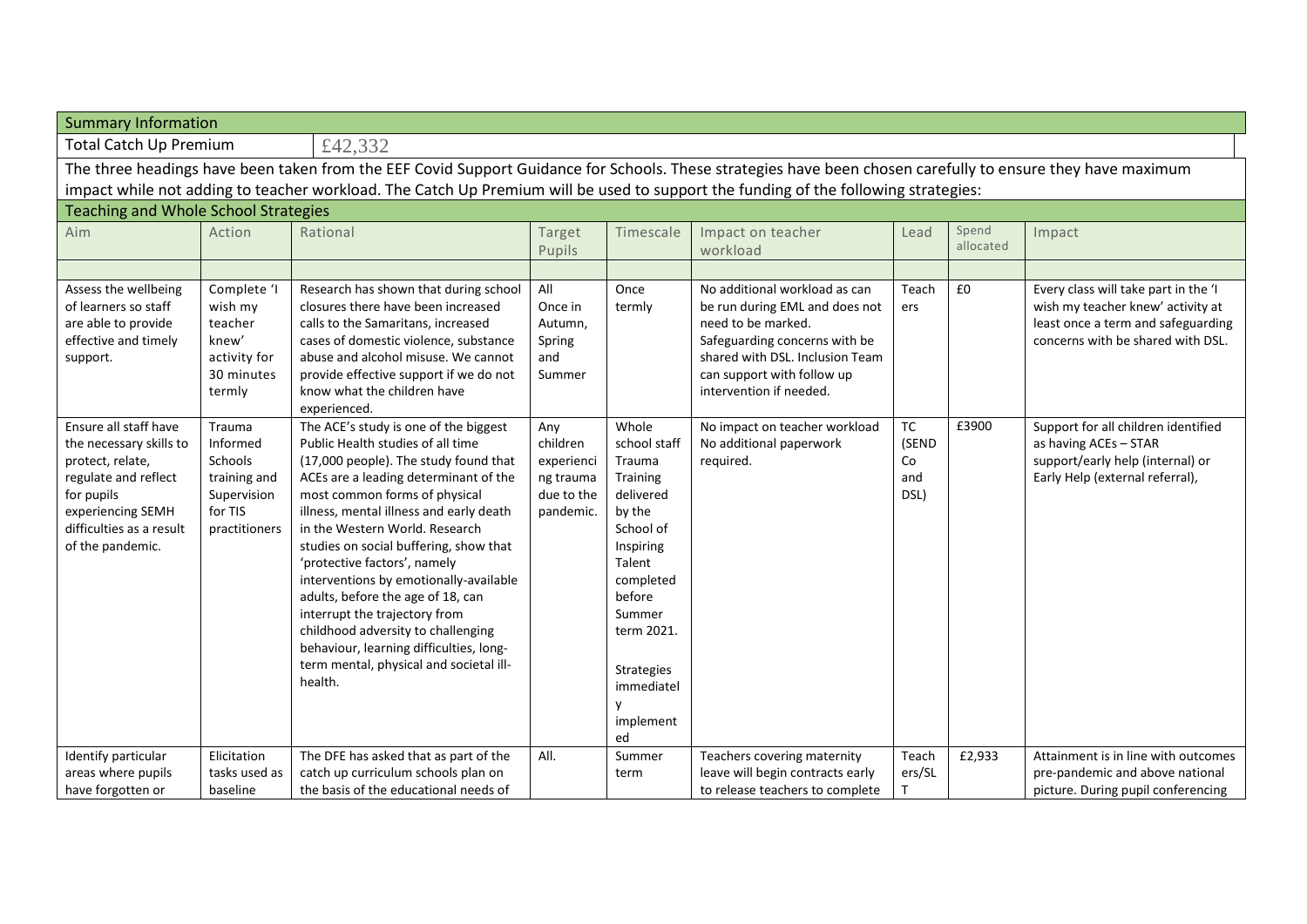| Summary Information | | | | | | | | |
|---|---|---|---|---|---|---|---|---|
| Total Catch Up Premium | £42,332 | | | | | | | |

The three headings have been taken from the EEF Covid Support Guidance for Schools. These strategies have been chosen carefully to ensure they have maximum impact while not adding to teacher workload. The Catch Up Premium will be used to support the funding of the following strategies:

**Teaching and Whole School Strategies**

| Aim | Action | Rational | Target Pupils | Timescale | Impact on teacher workload | Lead | Spend allocated | Impact |
|---|---|---|---|---|---|---|---|---|
| | | | | | | | | |
| Assess the wellbeing of learners so staff are able to provide effective and timely support. | Complete 'I wish my teacher knew' activity for 30 minutes termly | Research has shown that during school closures there have been increased calls to the Samaritans, increased cases of domestic violence, substance abuse and alcohol misuse. We cannot provide effective support if we do not know what the children have experienced. | All Once in Autumn, Spring and Summer | Once termly | No additional workload as can be run during EML and does not need to be marked. Safeguarding concerns with be shared with DSL. Inclusion Team can support with follow up intervention if needed. | Teachers | £0 | Every class will take part in the 'I wish my teacher knew' activity at least once a term and safeguarding concerns with be shared with DSL. |
| Ensure all staff have the necessary skills to protect, relate, regulate and reflect for pupils experiencing SEMH difficulties as a result of the pandemic. | Trauma Informed Schools training and Supervision for TIS practitioners | The ACE's study is one of the biggest Public Health studies of all time (17,000 people). The study found that ACEs are a leading determinant of the most common forms of physical illness, mental illness and early death in the Western World. Research studies on social buffering, show that 'protective factors', namely interventions by emotionally-available adults, before the age of 18, can interrupt the trajectory from childhood adversity to challenging behaviour, learning difficulties, long-term mental, physical and societal ill-health. | Any children experiencing trauma due to the pandemic. | Whole school staff Trauma Training delivered by the School of Inspiring Talent completed before Summer term 2021. Strategies immediately implemented | No impact on teacher workload No additional paperwork required. | TC (SENDCo and DSL) | £3900 | Support for all children identified as having ACEs – STAR support/early help (internal) or Early Help (external referral), |
| Identify particular areas where pupils have forgotten or | Elicitation tasks used as baseline | The DFE has asked that as part of the catch up curriculum schools plan on the basis of the educational needs of | All. | Summer term | Teachers covering maternity leave will begin contracts early to release teachers to complete | Teachers/SLT | £2,933 | Attainment is in line with outcomes pre-pandemic and above national picture. During pupil conferencing |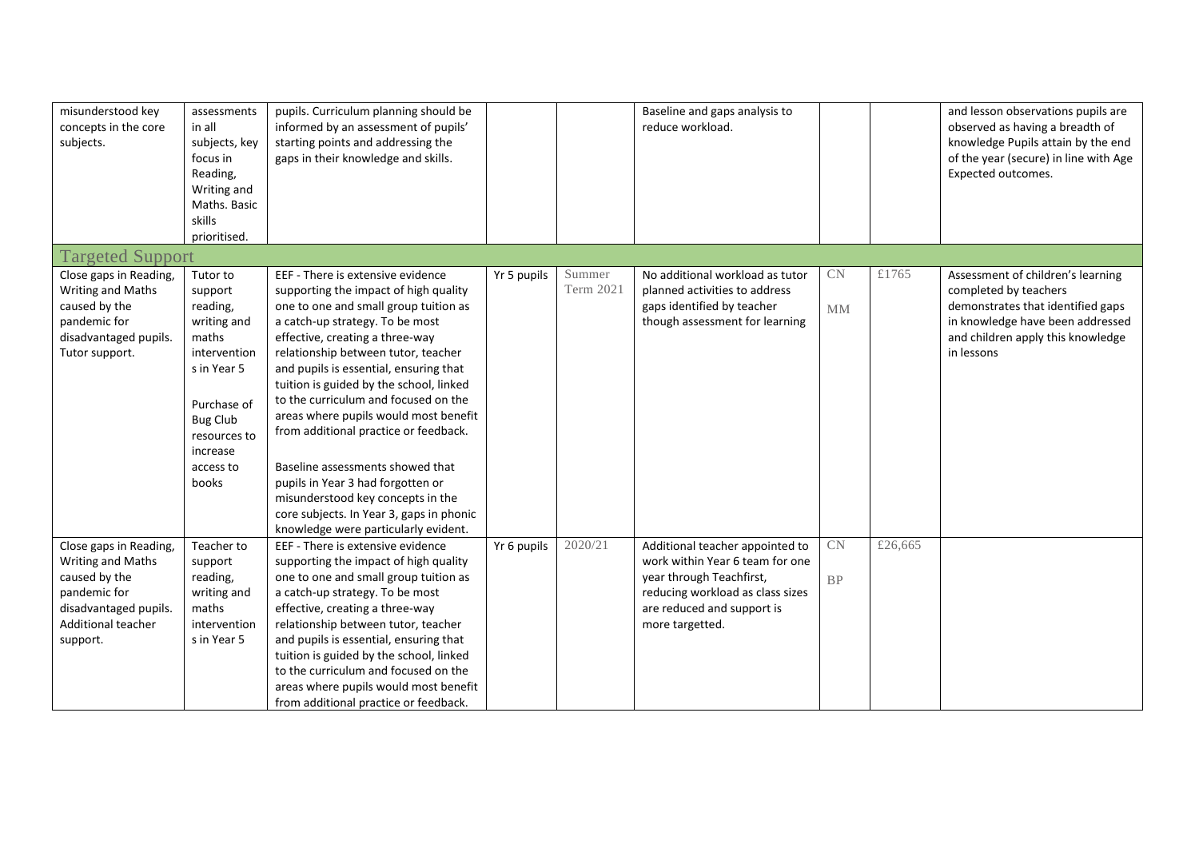| | | | | | | | | |
|---|---|---|---|---|---|---|---|---|
| misunderstood key concepts in the core subjects. | assessments in all subjects, key focus in Reading, Writing and Maths. Basic skills prioritised. | pupils. Curriculum planning should be informed by an assessment of pupils' starting points and addressing the gaps in their knowledge and skills. | | | Baseline and gaps analysis to reduce workload. | | | and lesson observations pupils are observed as having a breadth of knowledge Pupils attain by the end of the year (secure) in line with Age Expected outcomes. |
| **Targeted Support** | | | | | | | | |
| Close gaps in Reading, Writing and Maths caused by the pandemic for disadvantaged pupils. Tutor support. | Tutor to support reading, writing and maths interventions in Year 5<br><br>Purchase of Bug Club resources to increase access to books | EEF - There is extensive evidence supporting the impact of high quality one to one and small group tuition as a catch-up strategy. To be most effective, creating a three-way relationship between tutor, teacher and pupils is essential, ensuring that tuition is guided by the school, linked to the curriculum and focused on the areas where pupils would most benefit from additional practice or feedback.<br><br>Baseline assessments showed that pupils in Year 3 had forgotten or misunderstood key concepts in the core subjects. In Year 3, gaps in phonic knowledge were particularly evident. | Yr 5 pupils | Summer Term 2021 | No additional workload as tutor planned activities to address gaps identified by teacher though assessment for learning | CN<br><br>MM | £1765 | Assessment of children's learning completed by teachers demonstrates that identified gaps in knowledge have been addressed and children apply this knowledge in lessons |
| Close gaps in Reading, Writing and Maths caused by the pandemic for disadvantaged pupils. Additional teacher support. | Teacher to support reading, writing and maths interventions in Year 5 | EEF - There is extensive evidence supporting the impact of high quality one to one and small group tuition as a catch-up strategy. To be most effective, creating a three-way relationship between tutor, teacher and pupils is essential, ensuring that tuition is guided by the school, linked to the curriculum and focused on the areas where pupils would most benefit from additional practice or feedback. | Yr 6 pupils | 2020/21 | Additional teacher appointed to work within Year 6 team for one year through Teachfirst, reducing workload as class sizes are reduced and support is more targetted. | CN<br><br>BP | £26,665 | |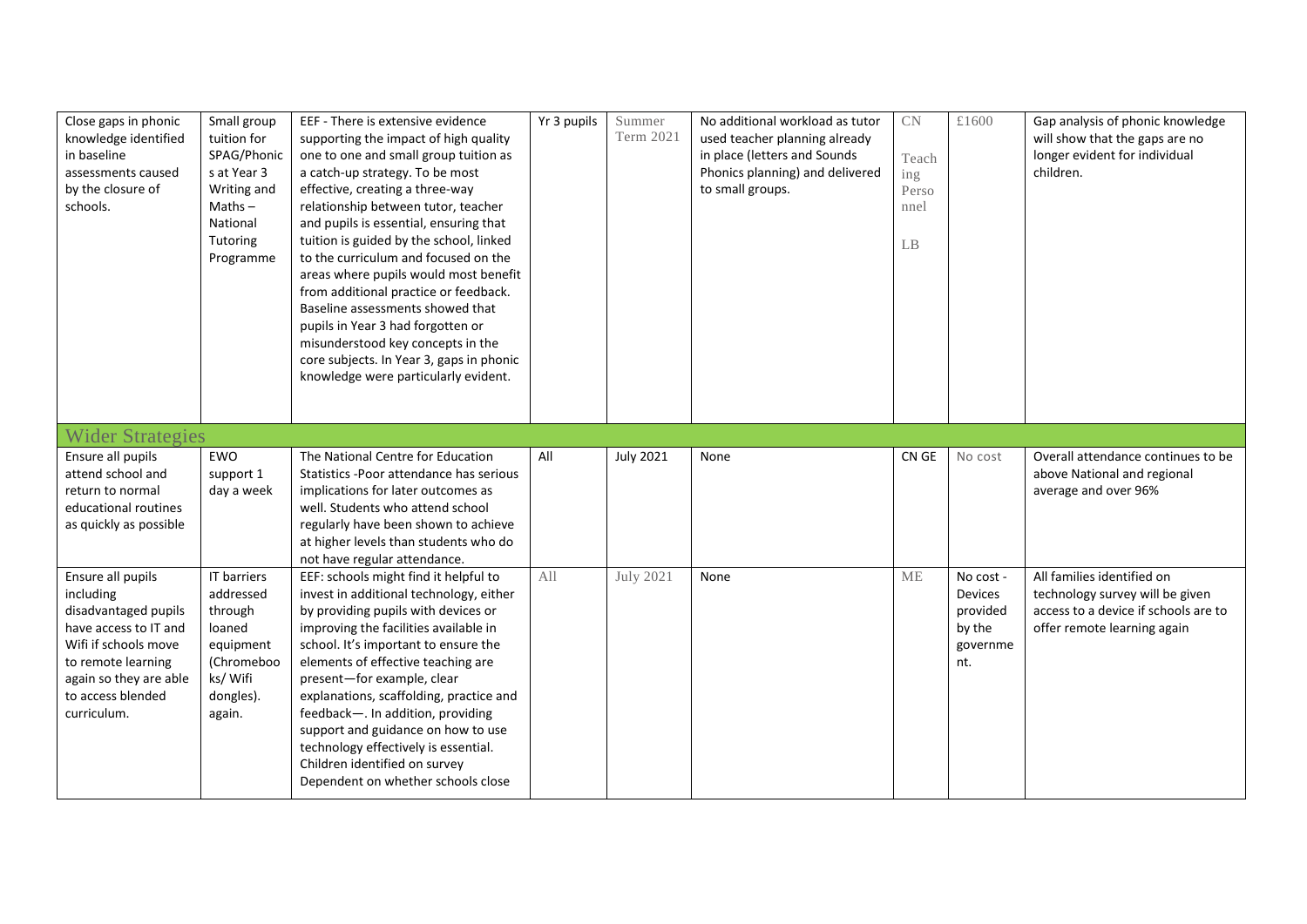| Close gaps in phonic knowledge identified in baseline assessments caused by the closure of schools. | Small group tuition for SPAG/Phonics at Year 3 Writing and Maths – National Tutoring Programme | EEF - There is extensive evidence supporting the impact of high quality one to one and small group tuition as a catch-up strategy. To be most effective, creating a three-way relationship between tutor, teacher and pupils is essential, ensuring that tuition is guided by the school, linked to the curriculum and focused on the areas where pupils would most benefit from additional practice or feedback. Baseline assessments showed that pupils in Year 3 had forgotten or misunderstood key concepts in the core subjects. In Year 3, gaps in phonic knowledge were particularly evident. | Yr 3 pupils | Summer Term 2021 | No additional workload as tutor used teacher planning already in place (letters and Sounds Phonics planning) and delivered to small groups. | CN Teaching Personnel LB | £1600 | Gap analysis of phonic knowledge will show that the gaps are no longer evident for individual children. |
|---|---|---|---|---|---|---|---|---|
| **Wider Strategies** | | | | | | | | |
| Ensure all pupils attend school and return to normal educational routines as quickly as possible | EWO support 1 day a week | The National Centre for Education Statistics -Poor attendance has serious implications for later outcomes as well. Students who attend school regularly have been shown to achieve at higher levels than students who do not have regular attendance. | All | July 2021 | None | CN GE | No cost | Overall attendance continues to be above National and regional average and over 96% |
| Ensure all pupils including disadvantaged pupils have access to IT and Wifi if schools move to remote learning again so they are able to access blended curriculum. | IT barriers addressed through loaned equipment (Chromebooks/ Wifi dongles). again. | EEF: schools might find it helpful to invest in additional technology, either by providing pupils with devices or improving the facilities available in school. It's important to ensure the elements of effective teaching are present—for example, clear explanations, scaffolding, practice and feedback—. In addition, providing support and guidance on how to use technology effectively is essential. Children identified on survey Dependent on whether schools close | All | July 2021 | None | ME | No cost - Devices provided by the government. | All families identified on technology survey will be given access to a device if schools are to offer remote learning again |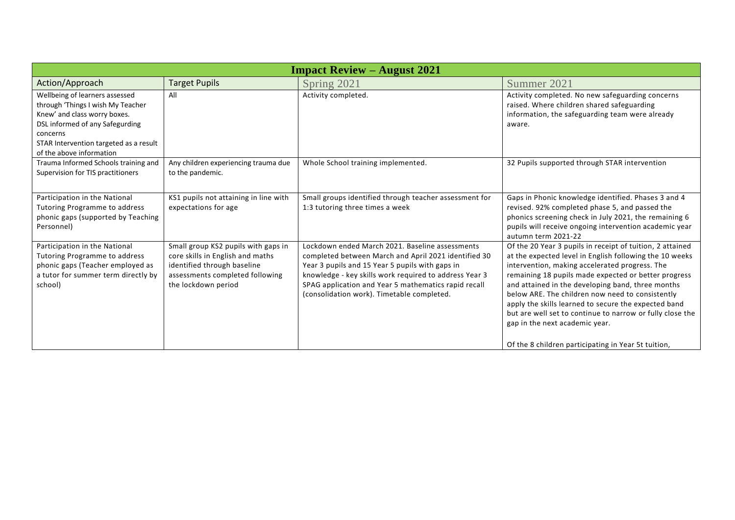| Impact Review – August 2021 | | | |
|---|---|---|---|
| Action/Approach | Target Pupils | Spring 2021 | Summer 2021 |
| Wellbeing of learners assessed through 'Things I wish My Teacher Knew' and class worry boxes.<br>DSL informed of any Safegurding concerns<br>STAR Intervention targeted as a result of the above information | All | Activity completed. | Activity completed. No new safeguarding concerns raised. Where children shared safeguarding information, the safeguarding team were already aware. |
| Trauma Informed Schools training and Supervision for TIS practitioners | Any children experiencing trauma due to the pandemic. | Whole School training implemented. | 32 Pupils supported through STAR intervention |
| Participation in the National Tutoring Programme to address phonic gaps (supported by Teaching Personnel) | KS1 pupils not attaining in line with expectations for age | Small groups identified through teacher assessment for 1:3 tutoring three times a week | Gaps in Phonic knowledge identified. Phases 3 and 4 revised. 92% completed phase 5, and passed the phonics screening check in July 2021, the remaining 6 pupils will receive ongoing intervention academic year autumn term 2021-22 |
| Participation in the National Tutoring Programme to address phonic gaps (Teacher employed as a tutor for summer term directly by school) | Small group KS2 pupils with gaps in core skills in English and maths identified through baseline assessments completed following the lockdown period | Lockdown ended March 2021. Baseline assessments completed between March and April 2021 identified 30 Year 3 pupils and 15 Year 5 pupils with gaps in knowledge - key skills work required to address Year 3 SPAG application and Year 5 mathematics rapid recall (consolidation work). Timetable completed. | Of the 20 Year 3 pupils in receipt of tuition, 2 attained at the expected level in English following the 10 weeks intervention, making accelerated progress. The remaining 18 pupils made expected or better progress and attained in the developing band, three months below ARE. The children now need to consistently apply the skills learned to secure the expected band but are well set to continue to narrow or fully close the gap in the next academic year.<br><br>Of the 8 children participating in Year 5t tuition, |